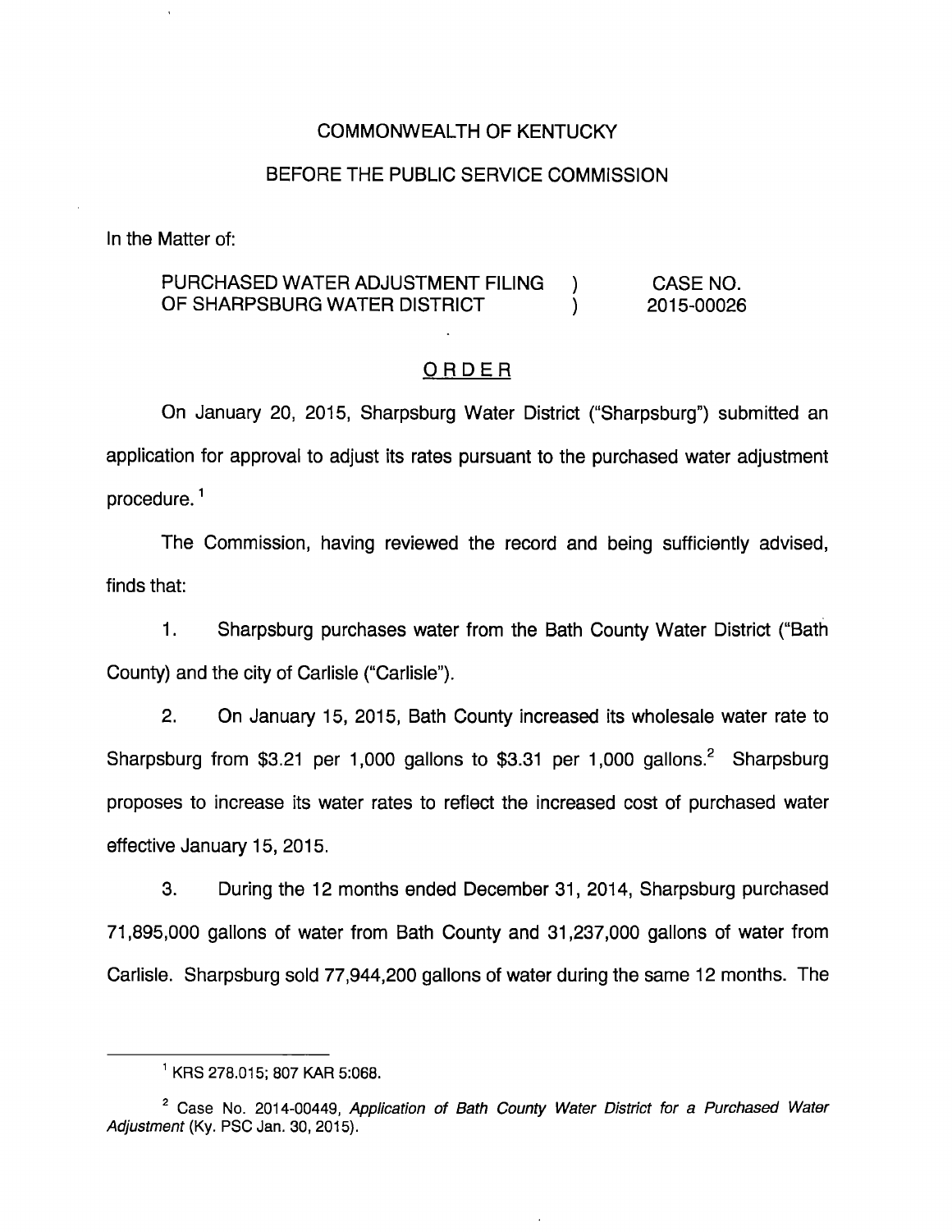COMMONWEALTH OF KENTUCKY

BEFORE THE PUBLIC SERVICE COMMISSION

In the Matter of:

| | | |
|---|---|---|
| PURCHASED WATER ADJUSTMENT FILING OF SHARPSBURG WATER DISTRICT | ) ) | CASE NO. 2015-00026 |

## ORDER

On January 20, 2015, Sharpsburg Water District ("Sharpsburg") submitted an application for approval to adjust its rates pursuant to the purchased water adjustment procedure.[1]

The Commission, having reviewed the record and being sufficiently advised, finds that:

1. Sharpsburg purchases water from the Bath County Water District ("Bath County) and the city of Carlisle ("Carlisle").

2. On January 15, 2015, Bath County increased its wholesale water rate to Sharpsburg from $3.21 per 1,000 gallons to $3.31 per 1,000 gallons.[2] Sharpsburg proposes to increase its water rates to reflect the increased cost of purchased water effective January 15, 2015.

3. During the 12 months ended December 31, 2014, Sharpsburg purchased 71,895,000 gallons of water from Bath County and 31,237,000 gallons of water from Carlisle. Sharpsburg sold 77,944,200 gallons of water during the same 12 months. The

---

[1] KRS 278.015; 807 KAR 5:068.

[2] Case No. 2014-00449, *Application of Bath County Water District for a Purchased Water Adjustment* (Ky. PSC Jan. 30, 2015).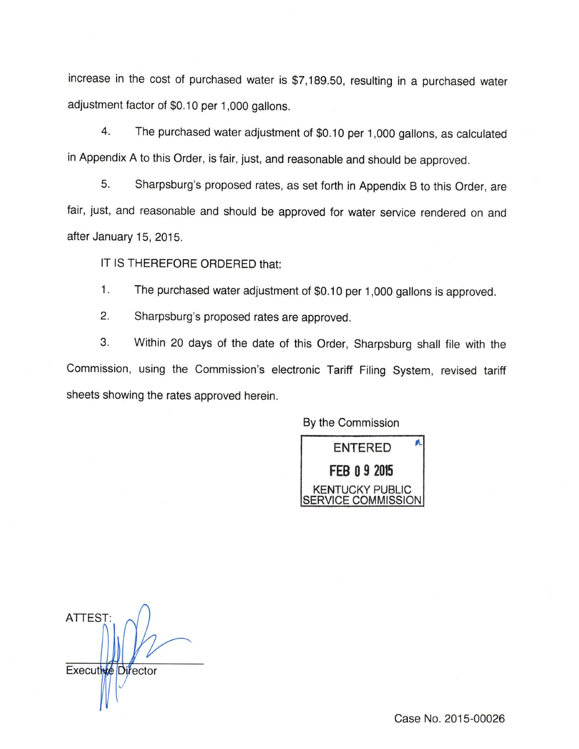increase in the cost of purchased water is $7,189.50, resulting in a purchased water adjustment factor of $0.10 per 1,000 gallons.

4. The purchased water adjustment of $0.10 per 1,000 gallons, as calculated in Appendix A to this Order, is fair, just, and reasonable and should be approved.

5. Sharpsburg's proposed rates, as set forth in Appendix B to this Order, are fair, just, and reasonable and should be approved for water service rendered on and after January 15, 2015.

IT IS THEREFORE ORDERED that:

1. The purchased water adjustment of $0.10 per 1,000 gallons is approved.

2. Sharpsburg's proposed rates are approved.

3. Within 20 days of the date of this Order, Sharpsburg shall file with the Commission, using the Commission's electronic Tariff Filing System, revised tariff sheets showing the rates approved herein.

By the Commission

ENTERED
FEB 09 2015
KENTUCKY PUBLIC SERVICE COMMISSION

ATTEST:

Executive Director

Case No. 2015-00026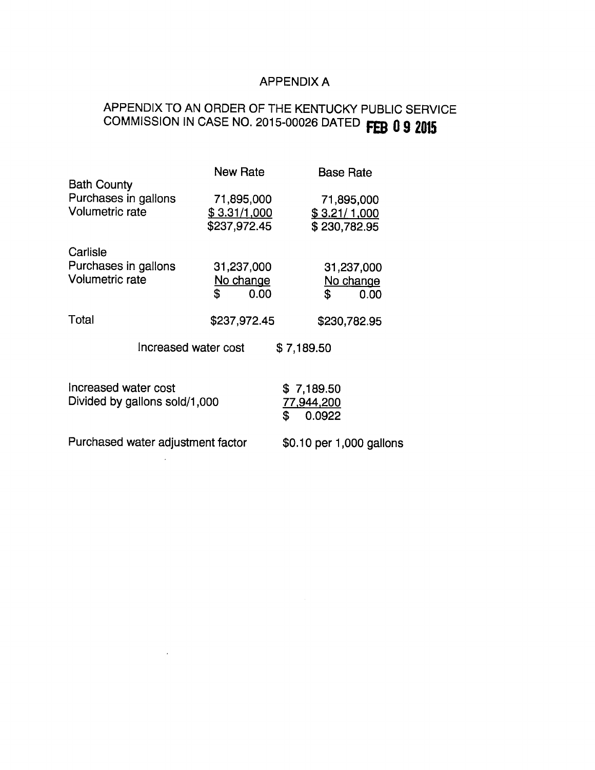# APPENDIX A

## APPENDIX TO AN ORDER OF THE KENTUCKY PUBLIC SERVICE COMMISSION IN CASE NO. 2015-00026 DATED FEB 09 2015

| | New Rate | Base Rate |
|---|---|---|
| **Bath County** | | |
| Purchases in gallons | 71,895,000 | 71,895,000 |
| Volumetric rate | $ 3.31/1,000 | $ 3.21/ 1,000 |
| | $237,972.45 | $ 230,782.95 |
| **Carlisle** | | |
| Purchases in gallons | 31,237,000 | 31,237,000 |
| Volumetric rate | No change | No change |
| | $ 0.00 | $ 0.00 |
| Total | $237,972.45 | $230,782.95 |

Increased water cost $ 7,189.50

| | |
|---|---|
| Increased water cost | $ 7,189.50 |
| Divided by gallons sold/1,000 | 77,944,200 |
| | $ 0.0922 |
| Purchased water adjustment factor | $0.10 per 1,000 gallons |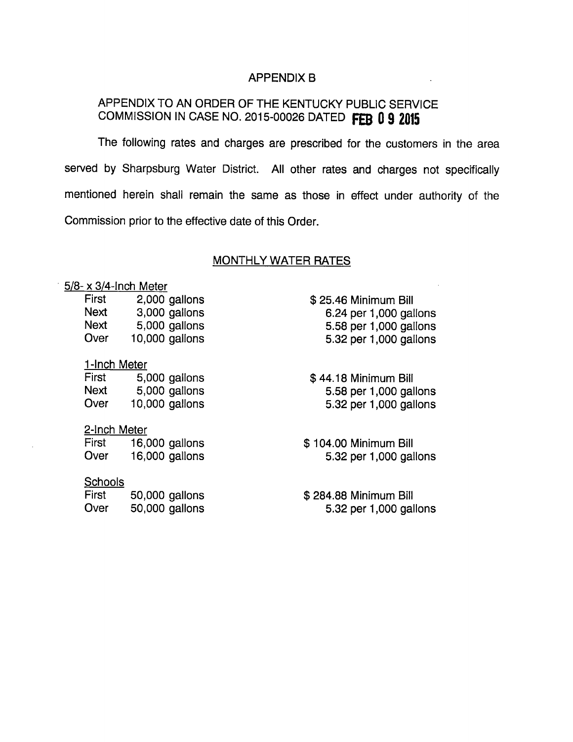# APPENDIX B

## APPENDIX TO AN ORDER OF THE KENTUCKY PUBLIC SERVICE COMMISSION IN CASE NO. 2015-00026 DATED FEB 09 2015

The following rates and charges are prescribed for the customers in the area served by Sharpsburg Water District. All other rates and charges not specifically mentioned herein shall remain the same as those in effect under authority of the Commission prior to the effective date of this Order.

### MONTHLY WATER RATES

**5/8- x 3/4-Inch Meter**

| | | |
|---|---|---|
| First | 2,000 gallons | $ 25.46 Minimum Bill |
| Next | 3,000 gallons | 6.24 per 1,000 gallons |
| Next | 5,000 gallons | 5.58 per 1,000 gallons |
| Over | 10,000 gallons | 5.32 per 1,000 gallons |

**1-Inch Meter**

| | | |
|---|---|---|
| First | 5,000 gallons | $ 44.18 Minimum Bill |
| Next | 5,000 gallons | 5.58 per 1,000 gallons |
| Over | 10,000 gallons | 5.32 per 1,000 gallons |

**2-Inch Meter**

| | | |
|---|---|---|
| First | 16,000 gallons | $ 104.00 Minimum Bill |
| Over | 16,000 gallons | 5.32 per 1,000 gallons |

**Schools**

| | | |
|---|---|---|
| First | 50,000 gallons | $ 284.88 Minimum Bill |
| Over | 50,000 gallons | 5.32 per 1,000 gallons |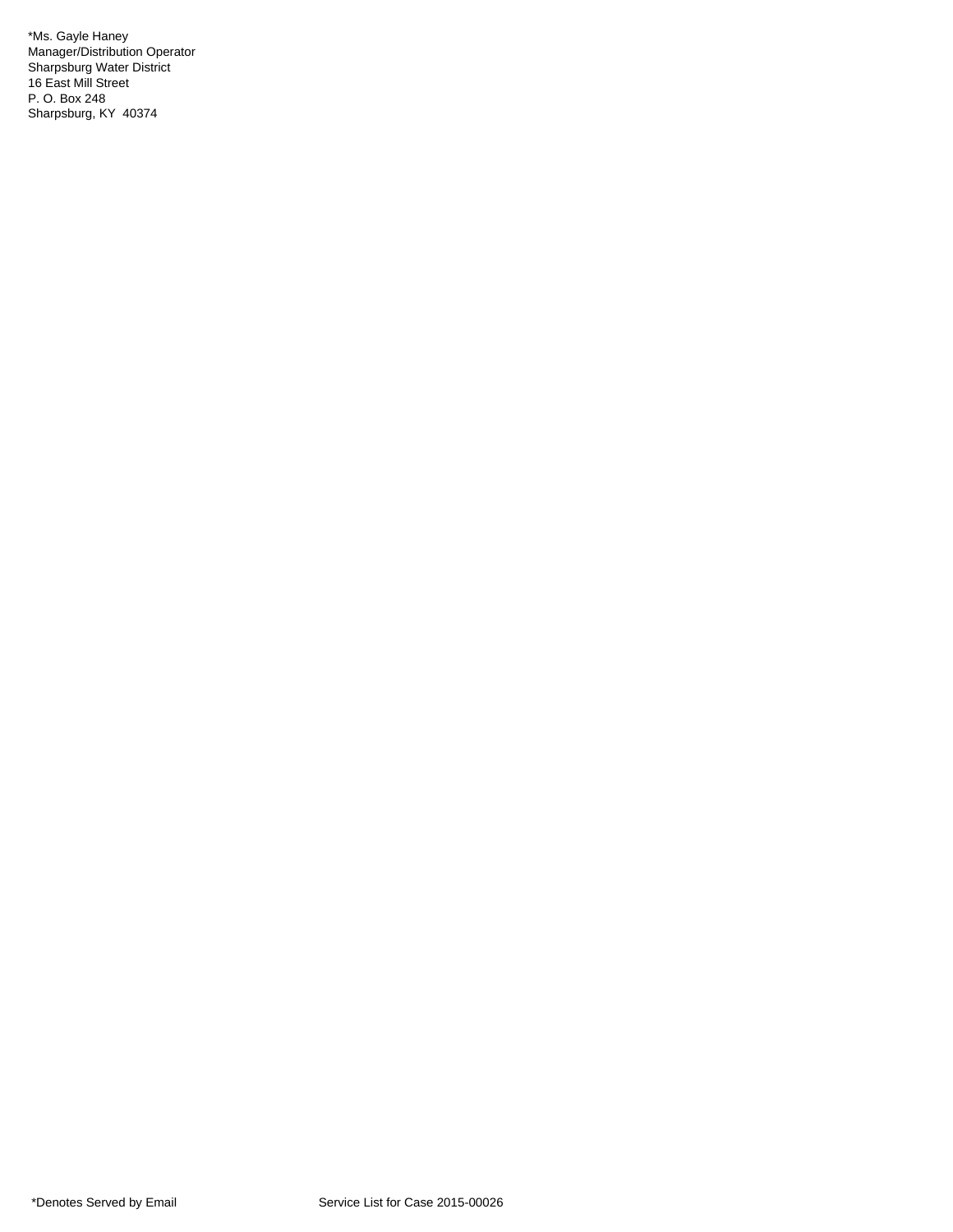*Ms. Gayle Haney
Manager/Distribution Operator
Sharpsburg Water District
16 East Mill Street
P. O. Box 248
Sharpsburg, KY  40374